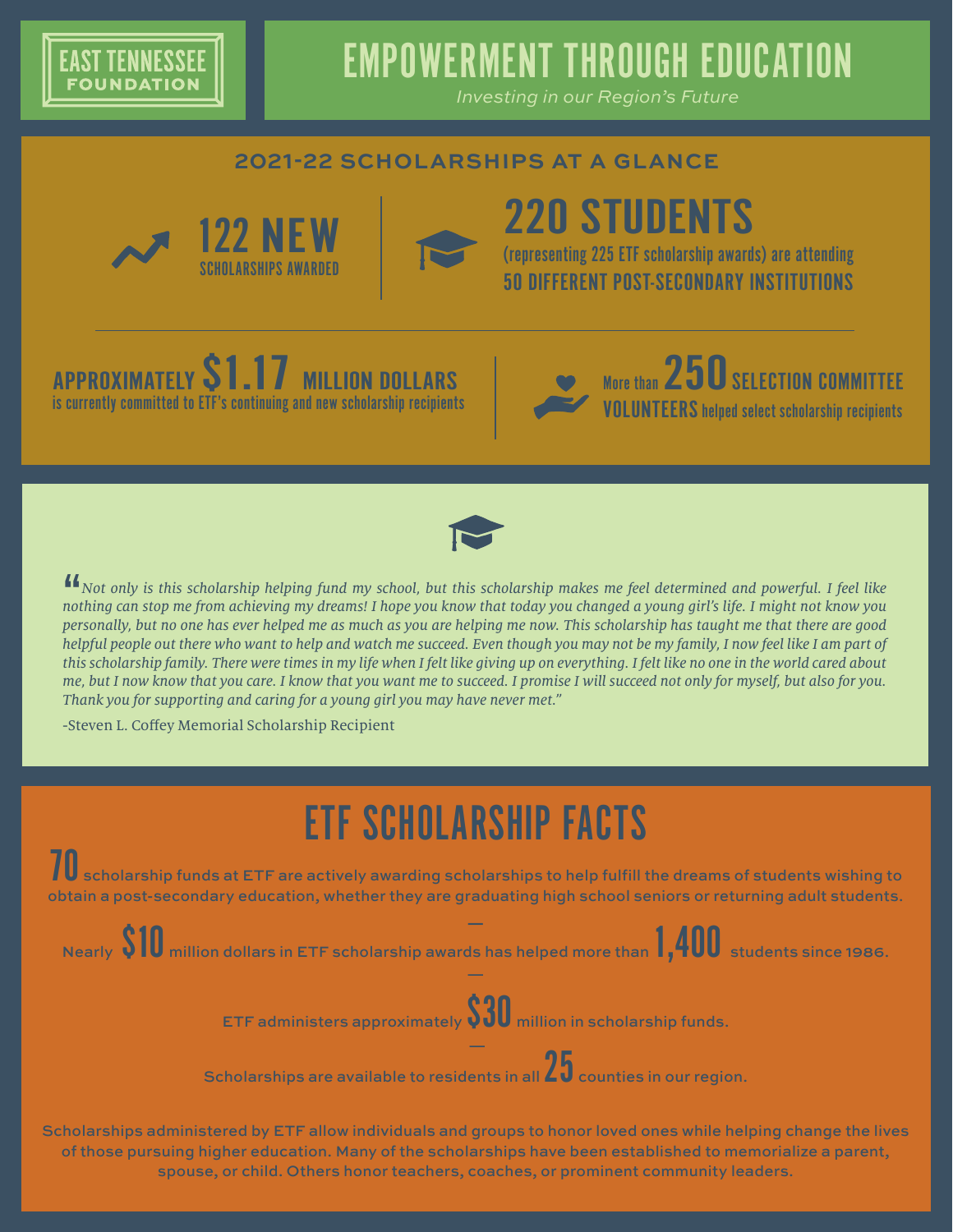EAST TENNESSEE FOUNDATION

# EMPOWERMENT THROUGH EDUCATION

*Investing in our Region's Future*

## 2021-22 SCHOLARSHIPS AT A GLANCE

**122 NEW** SCHOLARSHIPS AWARDED

**220 STUDENTS** (representing 225 ETF scholarship awards) are attending **50 DIFFERENT POST-SECONDARY INSTITUTIONS**

**APPROXIMATELY $1.17 MILLION DOLLARS** is currently committed to ETF's continuing and new scholarship recipients

More than **250 SELECTION COMMITTEE VOLUNTEERS** helped select scholarship recipients

*"Not only is this scholarship helping fund my school, but this scholarship makes me feel determined and powerful. I feel like nothing can stop me from achieving my dreams! I hope you know that today you changed a young girl's life. I might not know you personally, but no one has ever helped me as much as you are helping me now. This scholarship has taught me that there are good helpful people out there who want to help and watch me succeed. Even though you may not be my family, I now feel like I am part of this scholarship family. There were times in my life when I felt like giving up on everything. I felt like no one in the world cared about me, but I now know that you care. I know that you want me to succeed. I promise I will succeed not only for myself, but also for you. Thank you for supporting and caring for a young girl you may have never met."*

-Steven L. Coffey Memorial Scholarship Recipient

## ETF SCHOLARSHIP FACTS

**70** scholarship funds at ETF are actively awarding scholarships to help fulfill the dreams of students wishing to obtain a post-secondary education, whether they are graduating high school seniors or returning adult students.

—

Nearly **$10** million dollars in ETF scholarship awards has helped more than **1,400** students since 1986.

—

ETF administers approximately **$30** million in scholarship funds.

—

Scholarships are available to residents in all **25** counties in our region.

Scholarships administered by ETF allow individuals and groups to honor loved ones while helping change the lives of those pursuing higher education. Many of the scholarships have been established to memorialize a parent, spouse, or child. Others honor teachers, coaches, or prominent community leaders.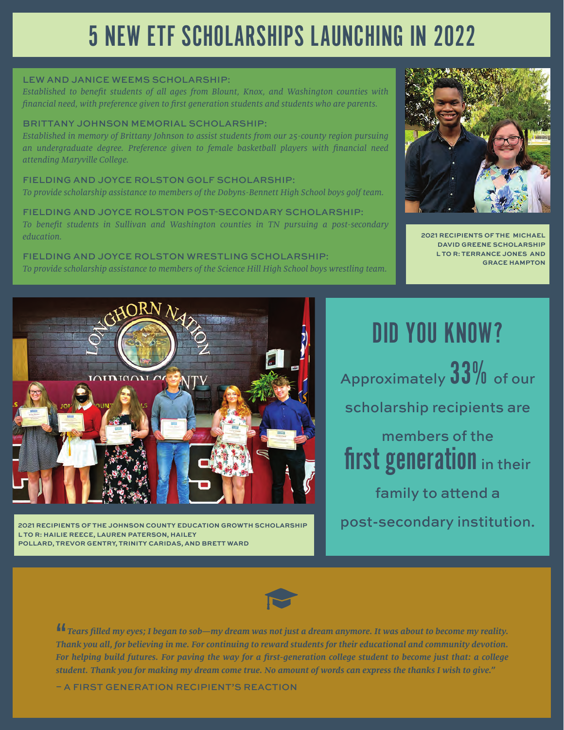# 5 NEW ETF SCHOLARSHIPS LAUNCHING IN 2022

**LEW AND JANICE WEEMS SCHOLARSHIP:**
*Established to benefit students of all ages from Blount, Knox, and Washington counties with financial need, with preference given to first generation students and students who are parents.*

**BRITTANY JOHNSON MEMORIAL SCHOLARSHIP:**
*Established in memory of Brittany Johnson to assist students from our 25-county region pursuing an undergraduate degree. Preference given to female basketball players with financial need attending Maryville College.*

**FIELDING AND JOYCE ROLSTON GOLF SCHOLARSHIP:**
*To provide scholarship assistance to members of the Dobyns-Bennett High School boys golf team.*

**FIELDING AND JOYCE ROLSTON POST-SECONDARY SCHOLARSHIP:**
*To benefit students in Sullivan and Washington counties in TN pursuing a post-secondary education.*

**FIELDING AND JOYCE ROLSTON WRESTLING SCHOLARSHIP:**
*To provide scholarship assistance to members of the Science Hill High School boys wrestling team.*

2021 RECIPIENTS OF THE MICHAEL DAVID GREENE SCHOLARSHIP
L TO R: TERRANCE JONES AND GRACE HAMPTON

2021 RECIPIENTS OF THE JOHNSON COUNTY EDUCATION GROWTH SCHOLARSHIP
L TO R: HAILIE REECE, LAUREN PATERSON, HAILEY POLLARD, TREVOR GENTRY, TRINITY CARIDAS, AND BRETT WARD

## DID YOU KNOW?

Approximately **33%** of our scholarship recipients are members of the **first generation** in their family to attend a post-secondary institution.

*"Tears filled my eyes; I began to sob—my dream was not just a dream anymore. It was about to become my reality. Thank you all, for believing in me. For continuing to reward students for their educational and community devotion. For helping build futures. For paving the way for a first-generation college student to become just that: a college student. Thank you for making my dream come true. No amount of words can express the thanks I wish to give."*

– A FIRST GENERATION RECIPIENT'S REACTION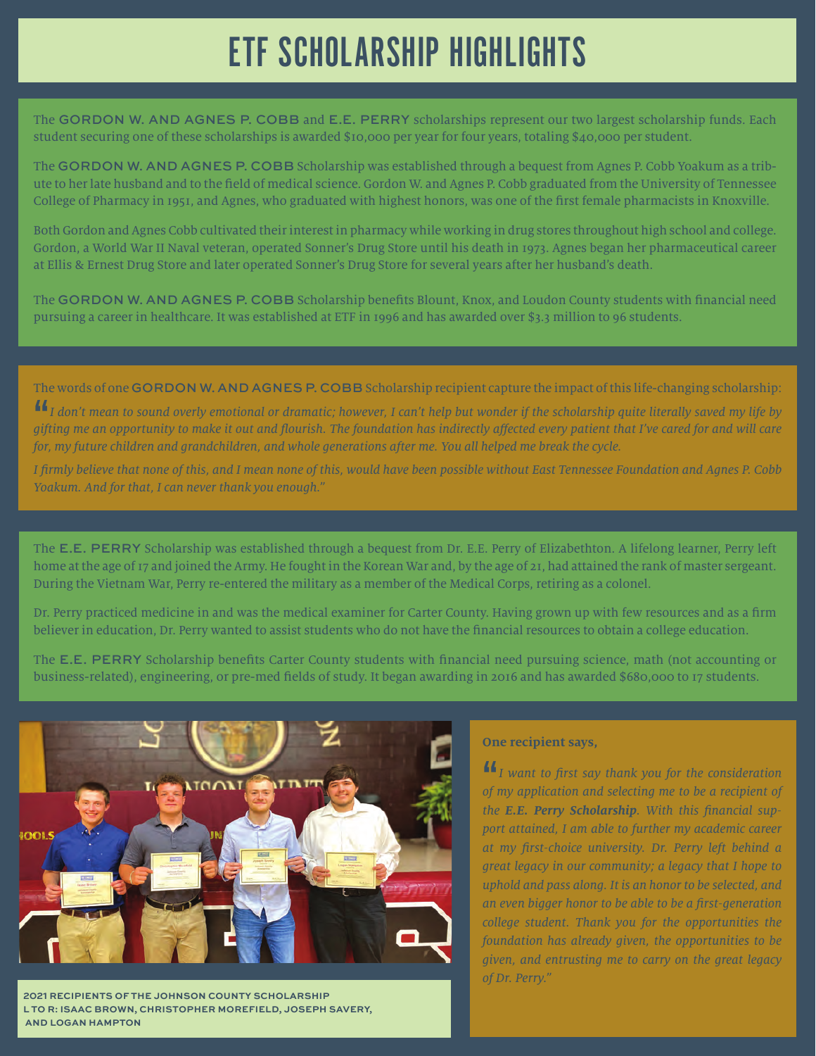# ETF SCHOLARSHIP HIGHLIGHTS

The **GORDON W. AND AGNES P. COBB** and **E.E. PERRY** scholarships represent our two largest scholarship funds. Each student securing one of these scholarships is awarded $10,000 per year for four years, totaling $40,000 per student.

The **GORDON W. AND AGNES P. COBB** Scholarship was established through a bequest from Agnes P. Cobb Yoakum as a tribute to her late husband and to the field of medical science. Gordon W. and Agnes P. Cobb graduated from the University of Tennessee College of Pharmacy in 1951, and Agnes, who graduated with highest honors, was one of the first female pharmacists in Knoxville.

Both Gordon and Agnes Cobb cultivated their interest in pharmacy while working in drug stores throughout high school and college. Gordon, a World War II Naval veteran, operated Sonner's Drug Store until his death in 1973. Agnes began her pharmaceutical career at Ellis & Ernest Drug Store and later operated Sonner's Drug Store for several years after her husband's death.

The **GORDON W. AND AGNES P. COBB** Scholarship benefits Blount, Knox, and Loudon County students with financial need pursuing a career in healthcare. It was established at ETF in 1996 and has awarded over $3.3 million to 96 students.

The words of one **GORDON W. AND AGNES P. COBB** Scholarship recipient capture the impact of this life-changing scholarship:

*"I don't mean to sound overly emotional or dramatic; however, I can't help but wonder if the scholarship quite literally saved my life by gifting me an opportunity to make it out and flourish. The foundation has indirectly affected every patient that I've cared for and will care for, my future children and grandchildren, and whole generations after me. You all helped me break the cycle.*

*I firmly believe that none of this, and I mean none of this, would have been possible without East Tennessee Foundation and Agnes P. Cobb Yoakum. And for that, I can never thank you enough."*

The **E.E. PERRY** Scholarship was established through a bequest from Dr. E.E. Perry of Elizabethton. A lifelong learner, Perry left home at the age of 17 and joined the Army. He fought in the Korean War and, by the age of 21, had attained the rank of master sergeant. During the Vietnam War, Perry re-entered the military as a member of the Medical Corps, retiring as a colonel.

Dr. Perry practiced medicine in and was the medical examiner for Carter County. Having grown up with few resources and as a firm believer in education, Dr. Perry wanted to assist students who do not have the financial resources to obtain a college education.

The **E.E. PERRY** Scholarship benefits Carter County students with financial need pursuing science, math (not accounting or business-related), engineering, or pre-med fields of study. It began awarding in 2016 and has awarded $680,000 to 17 students.

2021 RECIPIENTS OF THE JOHNSON COUNTY SCHOLARSHIP
L TO R: ISAAC BROWN, CHRISTOPHER MOREFIELD, JOSEPH SAVERY, AND LOGAN HAMPTON

**One recipient says,**

*"I want to first say thank you for the consideration of my application and selecting me to be a recipient of the **E.E. Perry Scholarship**. With this financial support attained, I am able to further my academic career at my first-choice university. Dr. Perry left behind a great legacy in our community; a legacy that I hope to uphold and pass along. It is an honor to be selected, and an even bigger honor to be able to be a first-generation college student. Thank you for the opportunities the foundation has already given, the opportunities to be given, and entrusting me to carry on the great legacy of Dr. Perry."*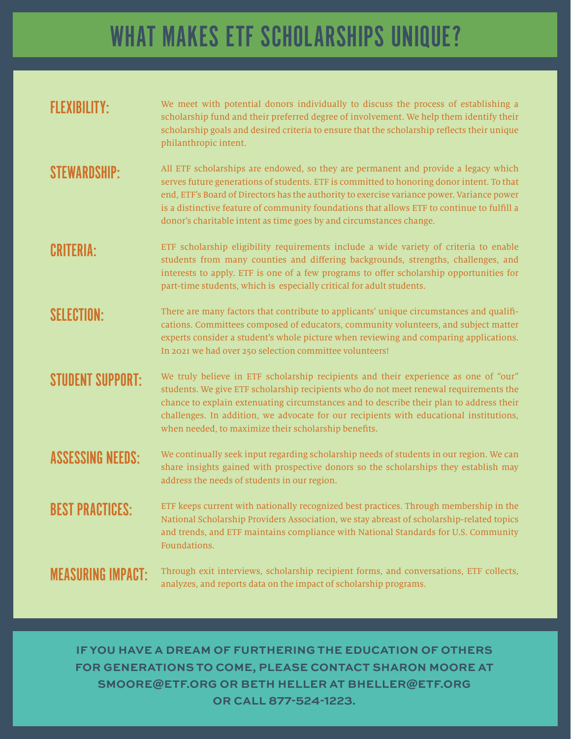# WHAT MAKES ETF SCHOLARSHIPS UNIQUE?

**FLEXIBILITY:** We meet with potential donors individually to discuss the process of establishing a scholarship fund and their preferred degree of involvement. We help them identify their scholarship goals and desired criteria to ensure that the scholarship reflects their unique philanthropic intent.

**STEWARDSHIP:** All ETF scholarships are endowed, so they are permanent and provide a legacy which serves future generations of students. ETF is committed to honoring donor intent. To that end, ETF's Board of Directors has the authority to exercise variance power. Variance power is a distinctive feature of community foundations that allows ETF to continue to fulfill a donor's charitable intent as time goes by and circumstances change.

**CRITERIA:** ETF scholarship eligibility requirements include a wide variety of criteria to enable students from many counties and differing backgrounds, strengths, challenges, and interests to apply. ETF is one of a few programs to offer scholarship opportunities for part-time students, which is especially critical for adult students.

**SELECTION:** There are many factors that contribute to applicants' unique circumstances and qualifications. Committees composed of educators, community volunteers, and subject matter experts consider a student's whole picture when reviewing and comparing applications. In 2021 we had over 250 selection committee volunteers!

**STUDENT SUPPORT:** We truly believe in ETF scholarship recipients and their experience as one of "our" students. We give ETF scholarship recipients who do not meet renewal requirements the chance to explain extenuating circumstances and to describe their plan to address their challenges. In addition, we advocate for our recipients with educational institutions, when needed, to maximize their scholarship benefits.

**ASSESSING NEEDS:** We continually seek input regarding scholarship needs of students in our region. We can share insights gained with prospective donors so the scholarships they establish may address the needs of students in our region.

**BEST PRACTICES:** ETF keeps current with nationally recognized best practices. Through membership in the National Scholarship Providers Association, we stay abreast of scholarship-related topics and trends, and ETF maintains compliance with National Standards for U.S. Community Foundations.

**MEASURING IMPACT:** Through exit interviews, scholarship recipient forms, and conversations, ETF collects, analyzes, and reports data on the impact of scholarship programs.

**IF YOU HAVE A DREAM OF FURTHERING THE EDUCATION OF OTHERS FOR GENERATIONS TO COME, PLEASE CONTACT SHARON MOORE AT SMOORE@ETF.ORG OR BETH HELLER AT BHELLER@ETF.ORG OR CALL 877-524-1223.**